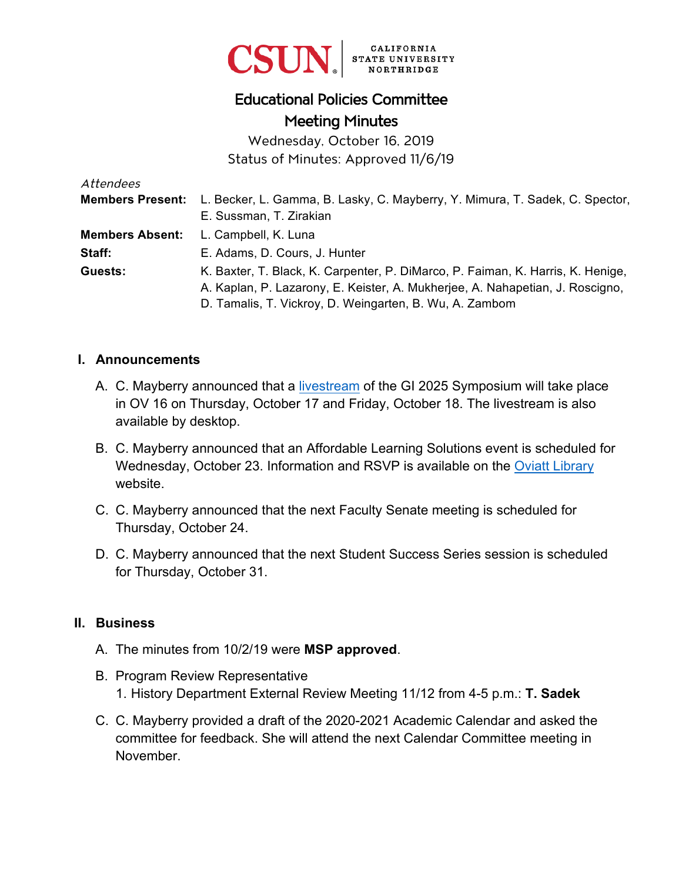CSUN | CALIFORNIA STATE UNIVERSITY NORTHRIDGE

# Educational Policies Committee
# Meeting Minutes

Wednesday, October 16, 2019
Status of Minutes: Approved 11/6/19

*Attendees*

**Members Present:** L. Becker, L. Gamma, B. Lasky, C. Mayberry, Y. Mimura, T. Sadek, C. Spector, E. Sussman, T. Zirakian

**Members Absent:** L. Campbell, K. Luna

**Staff:** E. Adams, D. Cours, J. Hunter

**Guests:** K. Baxter, T. Black, K. Carpenter, P. DiMarco, P. Faiman, K. Harris, K. Henige, A. Kaplan, P. Lazarony, E. Keister, A. Mukherjee, A. Nahapetian, J. Roscigno, D. Tamalis, T. Vickroy, D. Weingarten, B. Wu, A. Zambom

## I. Announcements

A. C. Mayberry announced that a livestream of the GI 2025 Symposium will take place in OV 16 on Thursday, October 17 and Friday, October 18. The livestream is also available by desktop.

B. C. Mayberry announced that an Affordable Learning Solutions event is scheduled for Wednesday, October 23. Information and RSVP is available on the Oviatt Library website.

C. C. Mayberry announced that the next Faculty Senate meeting is scheduled for Thursday, October 24.

D. C. Mayberry announced that the next Student Success Series session is scheduled for Thursday, October 31.

## II. Business

A. The minutes from 10/2/19 were **MSP approved**.

B. Program Review Representative
   1. History Department External Review Meeting 11/12 from 4-5 p.m.: **T. Sadek**

C. C. Mayberry provided a draft of the 2020-2021 Academic Calendar and asked the committee for feedback. She will attend the next Calendar Committee meeting in November.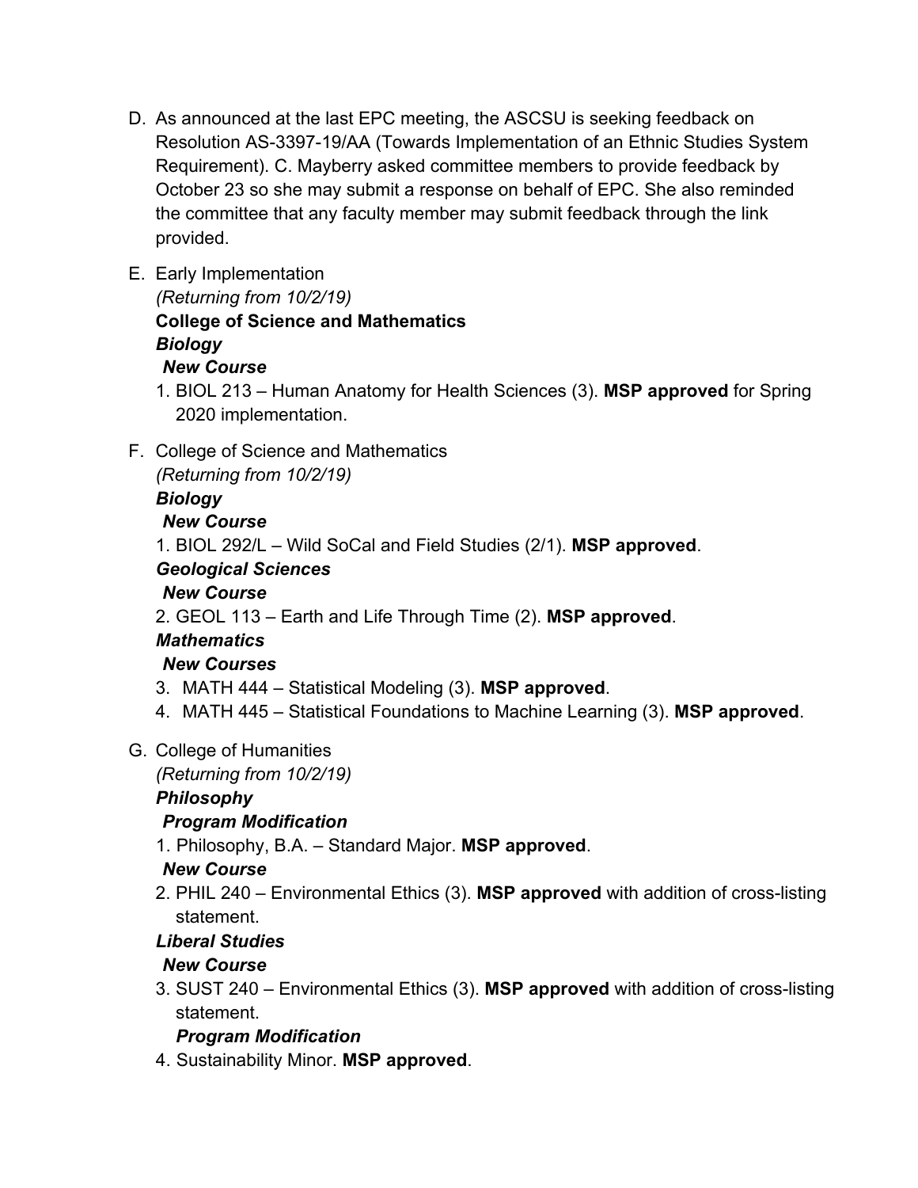D. As announced at the last EPC meeting, the ASCSU is seeking feedback on Resolution AS-3397-19/AA (Towards Implementation of an Ethnic Studies System Requirement). C. Mayberry asked committee members to provide feedback by October 23 so she may submit a response on behalf of EPC. She also reminded the committee that any faculty member may submit feedback through the link provided.

E. Early Implementation
*(Returning from 10/2/19)*
**College of Science and Mathematics**
***Biology***
***New Course***
1. BIOL 213 – Human Anatomy for Health Sciences (3). **MSP approved** for Spring 2020 implementation.

F. College of Science and Mathematics
*(Returning from 10/2/19)*
***Biology***
***New Course***
1. BIOL 292/L – Wild SoCal and Field Studies (2/1). **MSP approved**.

***Geological Sciences***
***New Course***
2. GEOL 113 – Earth and Life Through Time (2). **MSP approved**.

***Mathematics***
***New Courses***
3. MATH 444 – Statistical Modeling (3). **MSP approved**.
4. MATH 445 – Statistical Foundations to Machine Learning (3). **MSP approved**.

G. College of Humanities
*(Returning from 10/2/19)*
***Philosophy***
***Program Modification***
1. Philosophy, B.A. – Standard Major. **MSP approved**.

***New Course***
2. PHIL 240 – Environmental Ethics (3). **MSP approved** with addition of cross-listing statement.

***Liberal Studies***
***New Course***
3. SUST 240 – Environmental Ethics (3). **MSP approved** with addition of cross-listing statement.

***Program Modification***
4. Sustainability Minor. **MSP approved**.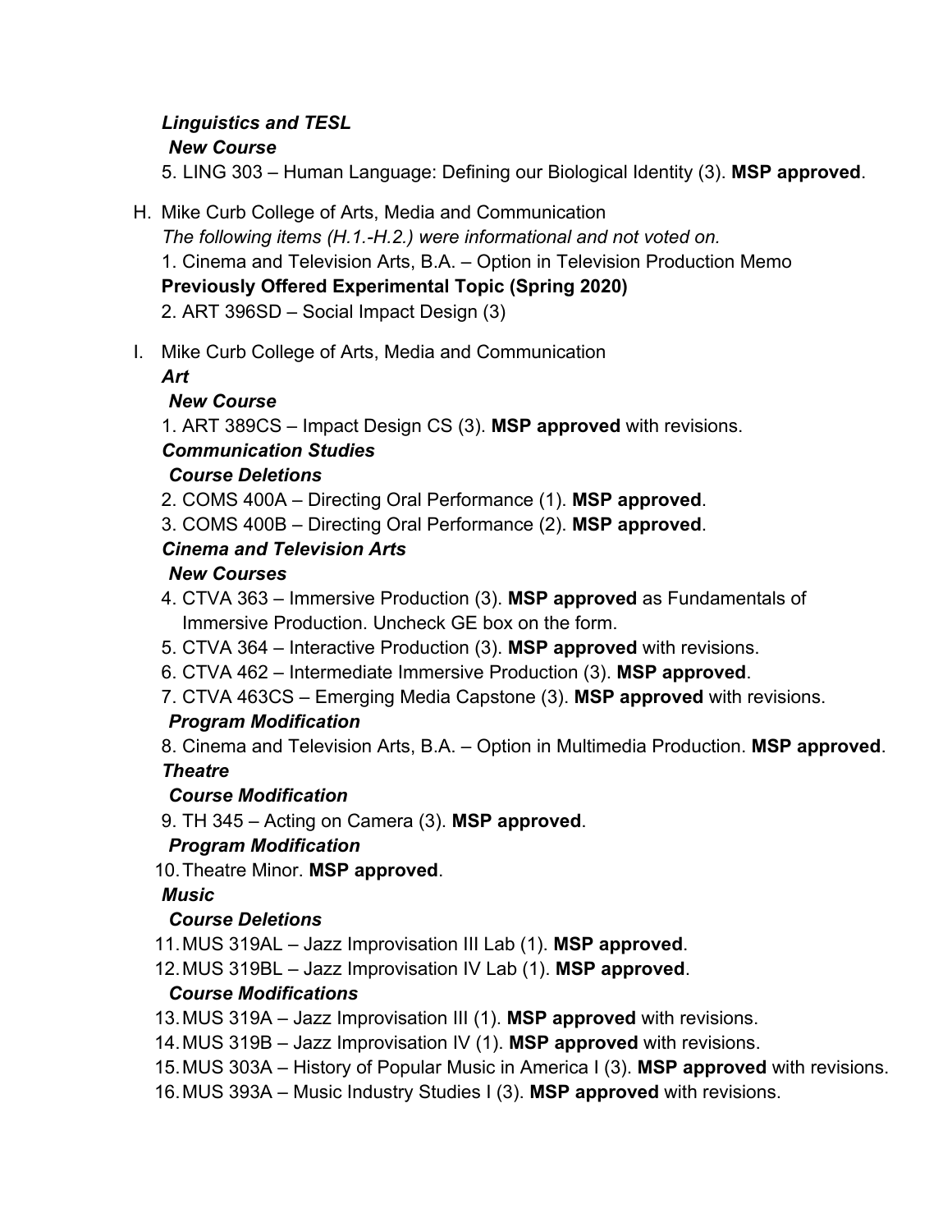***Linguistics and TESL***

***New Course***

5. LING 303 – Human Language: Defining our Biological Identity (3). **MSP approved**.

H. Mike Curb College of Arts, Media and Communication

*The following items (H.1.-H.2.) were informational and not voted on.*

1. Cinema and Television Arts, B.A. – Option in Television Production Memo

**Previously Offered Experimental Topic (Spring 2020)**

2. ART 396SD – Social Impact Design (3)

I. Mike Curb College of Arts, Media and Communication

***Art***

***New Course***

1. ART 389CS – Impact Design CS (3). **MSP approved** with revisions.

***Communication Studies***

***Course Deletions***

2. COMS 400A – Directing Oral Performance (1). **MSP approved**.
3. COMS 400B – Directing Oral Performance (2). **MSP approved**.

***Cinema and Television Arts***

***New Courses***

4. CTVA 363 – Immersive Production (3). **MSP approved** as Fundamentals of Immersive Production. Uncheck GE box on the form.
5. CTVA 364 – Interactive Production (3). **MSP approved** with revisions.
6. CTVA 462 – Intermediate Immersive Production (3). **MSP approved**.
7. CTVA 463CS – Emerging Media Capstone (3). **MSP approved** with revisions.

***Program Modification***

8. Cinema and Television Arts, B.A. – Option in Multimedia Production. **MSP approved**.

***Theatre***

***Course Modification***

9. TH 345 – Acting on Camera (3). **MSP approved**.

***Program Modification***

10. Theatre Minor. **MSP approved**.

***Music***

***Course Deletions***

11. MUS 319AL – Jazz Improvisation III Lab (1). **MSP approved**.
12. MUS 319BL – Jazz Improvisation IV Lab (1). **MSP approved**.

***Course Modifications***

13. MUS 319A – Jazz Improvisation III (1). **MSP approved** with revisions.
14. MUS 319B – Jazz Improvisation IV (1). **MSP approved** with revisions.
15. MUS 303A – History of Popular Music in America I (3). **MSP approved** with revisions.
16. MUS 393A – Music Industry Studies I (3). **MSP approved** with revisions.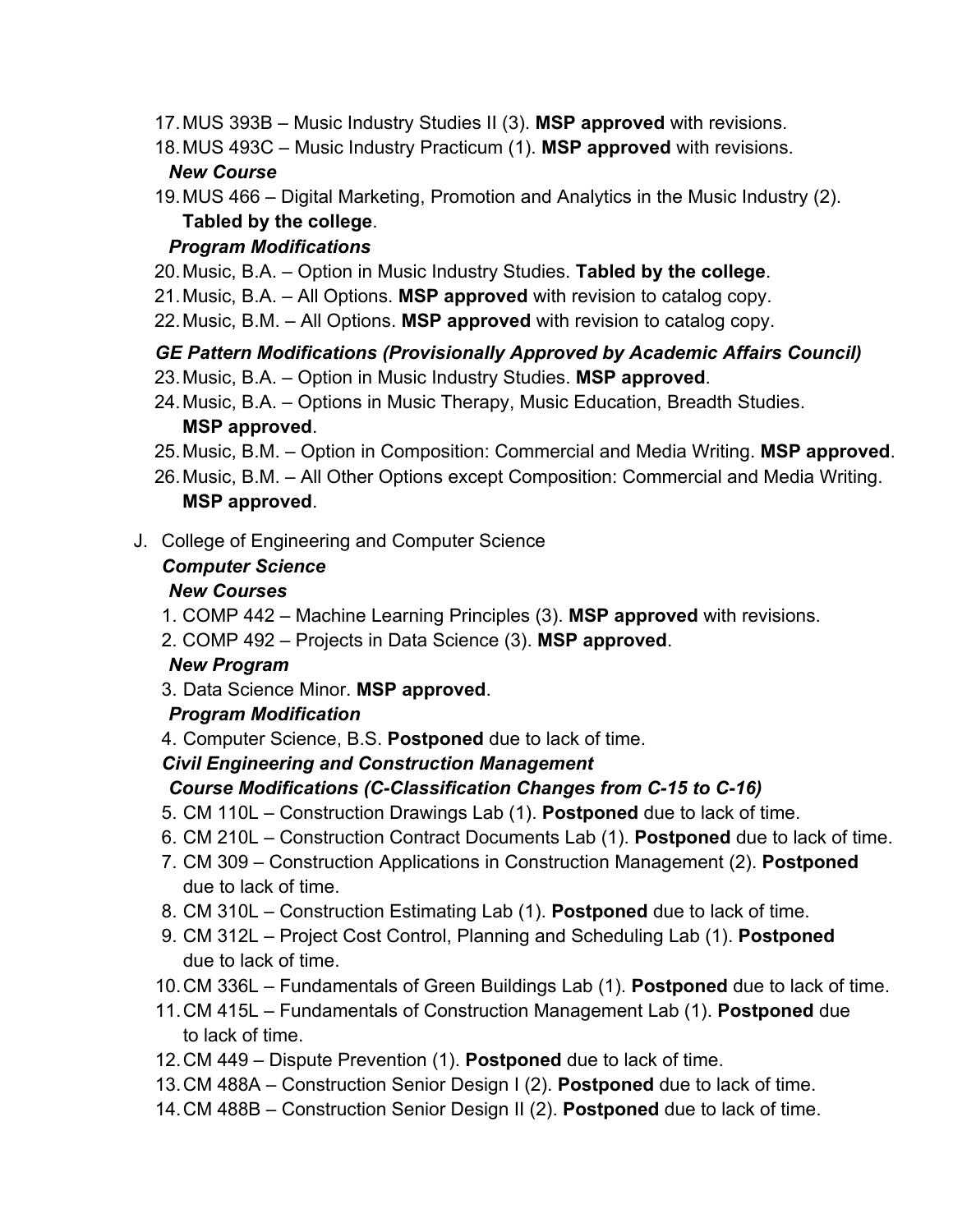17. MUS 393B – Music Industry Studies II (3). **MSP approved** with revisions.
18. MUS 493C – Music Industry Practicum (1). **MSP approved** with revisions.

***New Course***

19. MUS 466 – Digital Marketing, Promotion and Analytics in the Music Industry (2). **Tabled by the college**.

***Program Modifications***

20. Music, B.A. – Option in Music Industry Studies. **Tabled by the college**.
21. Music, B.A. – All Options. **MSP approved** with revision to catalog copy.
22. Music, B.M. – All Options. **MSP approved** with revision to catalog copy.

***GE Pattern Modifications (Provisionally Approved by Academic Affairs Council)***

23. Music, B.A. – Option in Music Industry Studies. **MSP approved**.
24. Music, B.A. – Options in Music Therapy, Music Education, Breadth Studies. **MSP approved**.
25. Music, B.M. – Option in Composition: Commercial and Media Writing. **MSP approved**.
26. Music, B.M. – All Other Options except Composition: Commercial and Media Writing. **MSP approved**.

J. College of Engineering and Computer Science

***Computer Science***

***New Courses***

1. COMP 442 – Machine Learning Principles (3). **MSP approved** with revisions.
2. COMP 492 – Projects in Data Science (3). **MSP approved**.

***New Program***

3. Data Science Minor. **MSP approved**.

***Program Modification***

4. Computer Science, B.S. **Postponed** due to lack of time.

***Civil Engineering and Construction Management***

***Course Modifications (C-Classification Changes from C-15 to C-16)***

5. CM 110L – Construction Drawings Lab (1). **Postponed** due to lack of time.
6. CM 210L – Construction Contract Documents Lab (1). **Postponed** due to lack of time.
7. CM 309 – Construction Applications in Construction Management (2). **Postponed** due to lack of time.
8. CM 310L – Construction Estimating Lab (1). **Postponed** due to lack of time.
9. CM 312L – Project Cost Control, Planning and Scheduling Lab (1). **Postponed** due to lack of time.
10. CM 336L – Fundamentals of Green Buildings Lab (1). **Postponed** due to lack of time.
11. CM 415L – Fundamentals of Construction Management Lab (1). **Postponed** due to lack of time.
12. CM 449 – Dispute Prevention (1). **Postponed** due to lack of time.
13. CM 488A – Construction Senior Design I (2). **Postponed** due to lack of time.
14. CM 488B – Construction Senior Design II (2). **Postponed** due to lack of time.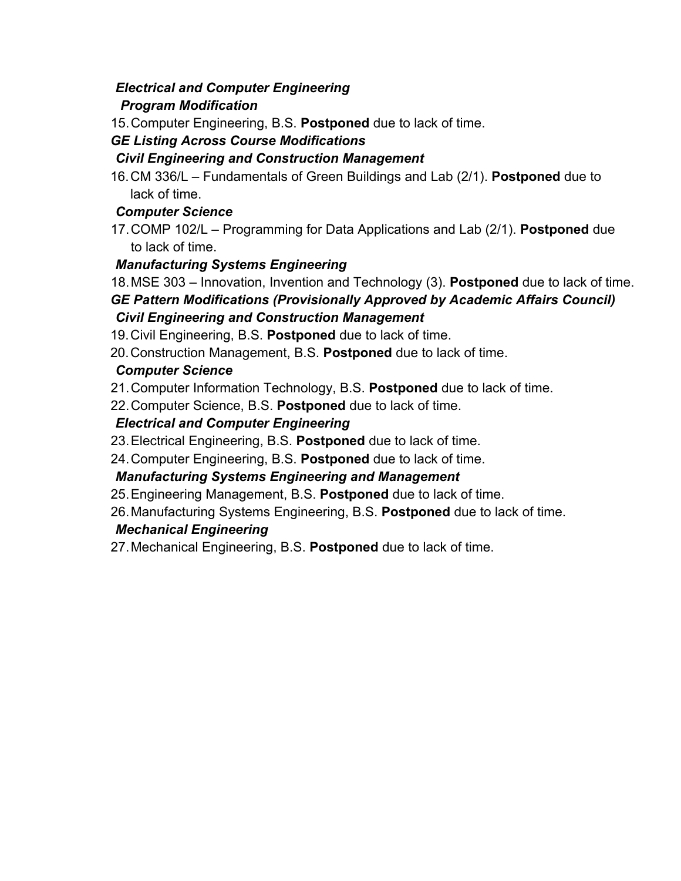***Electrical and Computer Engineering***

***Program Modification***

15. Computer Engineering, B.S. **Postponed** due to lack of time.

***GE Listing Across Course Modifications***

***Civil Engineering and Construction Management***

16. CM 336/L – Fundamentals of Green Buildings and Lab (2/1). **Postponed** due to lack of time.

***Computer Science***

17. COMP 102/L – Programming for Data Applications and Lab (2/1). **Postponed** due to lack of time.

***Manufacturing Systems Engineering***

18. MSE 303 – Innovation, Invention and Technology (3). **Postponed** due to lack of time.

***GE Pattern Modifications (Provisionally Approved by Academic Affairs Council)***

***Civil Engineering and Construction Management***

19. Civil Engineering, B.S. **Postponed** due to lack of time.
20. Construction Management, B.S. **Postponed** due to lack of time.

***Computer Science***

21. Computer Information Technology, B.S. **Postponed** due to lack of time.
22. Computer Science, B.S. **Postponed** due to lack of time.

***Electrical and Computer Engineering***

23. Electrical Engineering, B.S. **Postponed** due to lack of time.
24. Computer Engineering, B.S. **Postponed** due to lack of time.

***Manufacturing Systems Engineering and Management***

25. Engineering Management, B.S. **Postponed** due to lack of time.
26. Manufacturing Systems Engineering, B.S. **Postponed** due to lack of time.

***Mechanical Engineering***

27. Mechanical Engineering, B.S. **Postponed** due to lack of time.